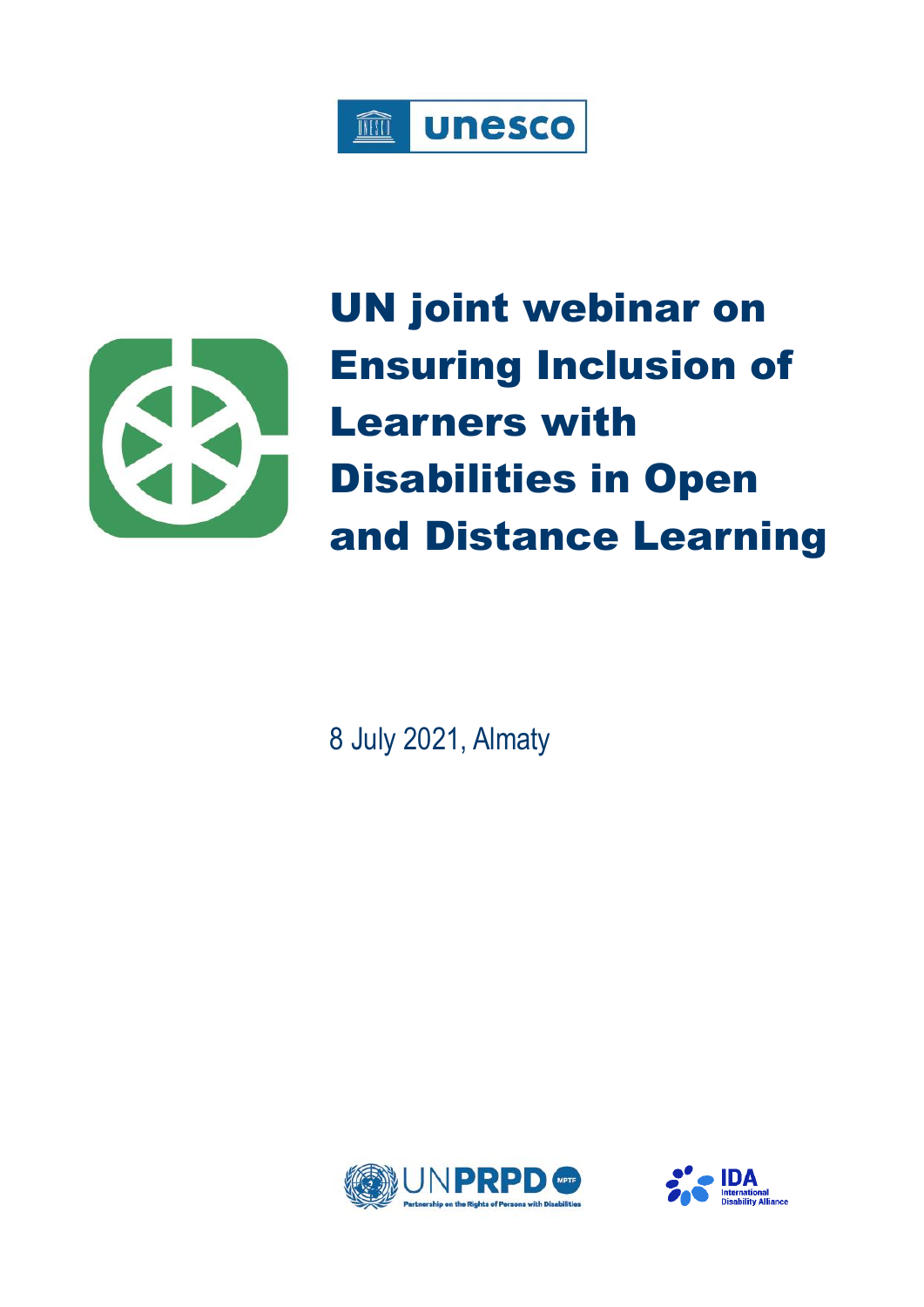# UN joint webinar on Ensuring Inclusion of Learners with Disabilities in Open and Distance Learning

8 July 2021, Almaty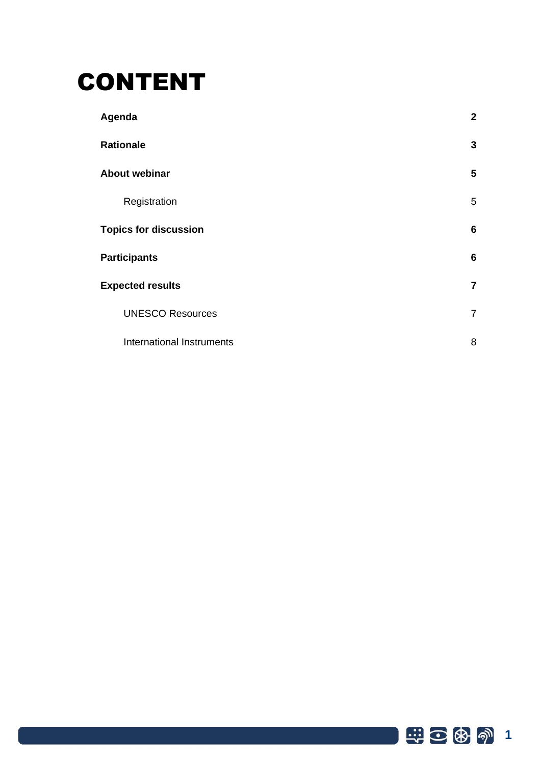# CONTENT

| | |
|---|---|
| **Agenda** | **2** |
| **Rationale** | **3** |
| **About webinar** | **5** |
| Registration | 5 |
| **Topics for discussion** | **6** |
| **Participants** | **6** |
| **Expected results** | **7** |
| UNESCO Resources | 7 |
| International Instruments | 8 |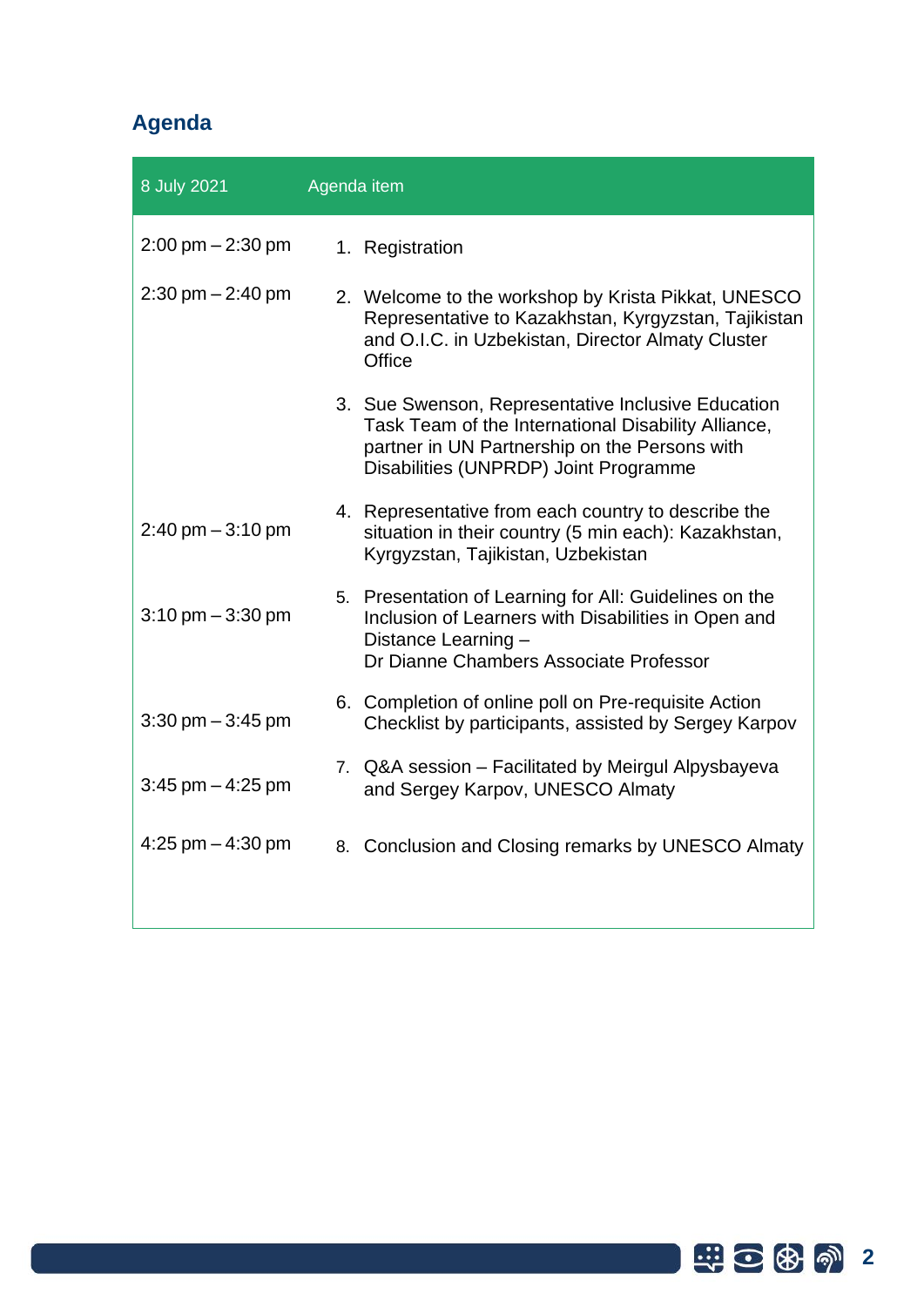## Agenda

| 8 July 2021 | Agenda item |
|---|---|
| 2:00 pm – 2:30 pm | 1. Registration |
| 2:30 pm – 2:40 pm | 2. Welcome to the workshop by Krista Pikkat, UNESCO Representative to Kazakhstan, Kyrgyzstan, Tajikistan and O.I.C. in Uzbekistan, Director Almaty Cluster Office |
| | 3. Sue Swenson, Representative Inclusive Education Task Team of the International Disability Alliance, partner in UN Partnership on the Persons with Disabilities (UNPRDP) Joint Programme |
| 2:40 pm – 3:10 pm | 4. Representative from each country to describe the situation in their country (5 min each): Kazakhstan, Kyrgyzstan, Tajikistan, Uzbekistan |
| 3:10 pm – 3:30 pm | 5. Presentation of Learning for All: Guidelines on the Inclusion of Learners with Disabilities in Open and Distance Learning – Dr Dianne Chambers Associate Professor |
| 3:30 pm – 3:45 pm | 6. Completion of online poll on Pre-requisite Action Checklist by participants, assisted by Sergey Karpov |
| 3:45 pm – 4:25 pm | 7. Q&A session – Facilitated by Meirgul Alpysbayeva and Sergey Karpov, UNESCO Almaty |
| 4:25 pm – 4:30 pm | 8. Conclusion and Closing remarks by UNESCO Almaty |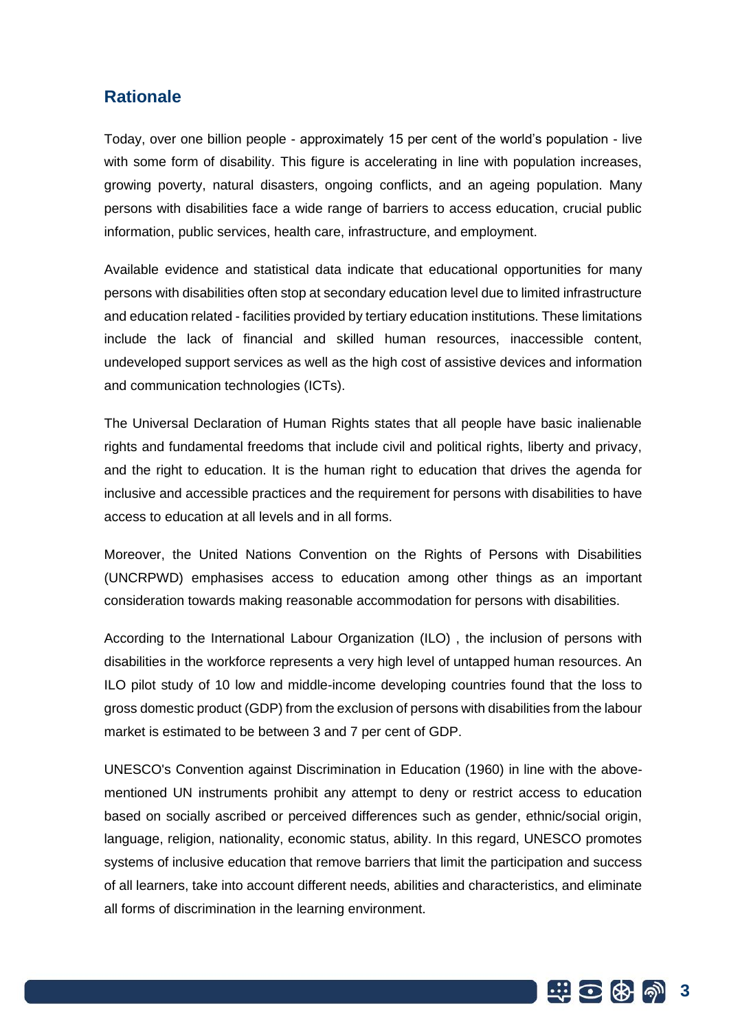## Rationale

Today, over one billion people - approximately 15 per cent of the world's population - live with some form of disability. This figure is accelerating in line with population increases, growing poverty, natural disasters, ongoing conflicts, and an ageing population. Many persons with disabilities face a wide range of barriers to access education, crucial public information, public services, health care, infrastructure, and employment.

Available evidence and statistical data indicate that educational opportunities for many persons with disabilities often stop at secondary education level due to limited infrastructure and education related - facilities provided by tertiary education institutions. These limitations include the lack of financial and skilled human resources, inaccessible content, undeveloped support services as well as the high cost of assistive devices and information and communication technologies (ICTs).

The Universal Declaration of Human Rights states that all people have basic inalienable rights and fundamental freedoms that include civil and political rights, liberty and privacy, and the right to education. It is the human right to education that drives the agenda for inclusive and accessible practices and the requirement for persons with disabilities to have access to education at all levels and in all forms.

Moreover, the United Nations Convention on the Rights of Persons with Disabilities (UNCRPWD) emphasises access to education among other things as an important consideration towards making reasonable accommodation for persons with disabilities.

According to the International Labour Organization (ILO) , the inclusion of persons with disabilities in the workforce represents a very high level of untapped human resources. An ILO pilot study of 10 low and middle-income developing countries found that the loss to gross domestic product (GDP) from the exclusion of persons with disabilities from the labour market is estimated to be between 3 and 7 per cent of GDP.

UNESCO's Convention against Discrimination in Education (1960) in line with the above-mentioned UN instruments prohibit any attempt to deny or restrict access to education based on socially ascribed or perceived differences such as gender, ethnic/social origin, language, religion, nationality, economic status, ability. In this regard, UNESCO promotes systems of inclusive education that remove barriers that limit the participation and success of all learners, take into account different needs, abilities and characteristics, and eliminate all forms of discrimination in the learning environment.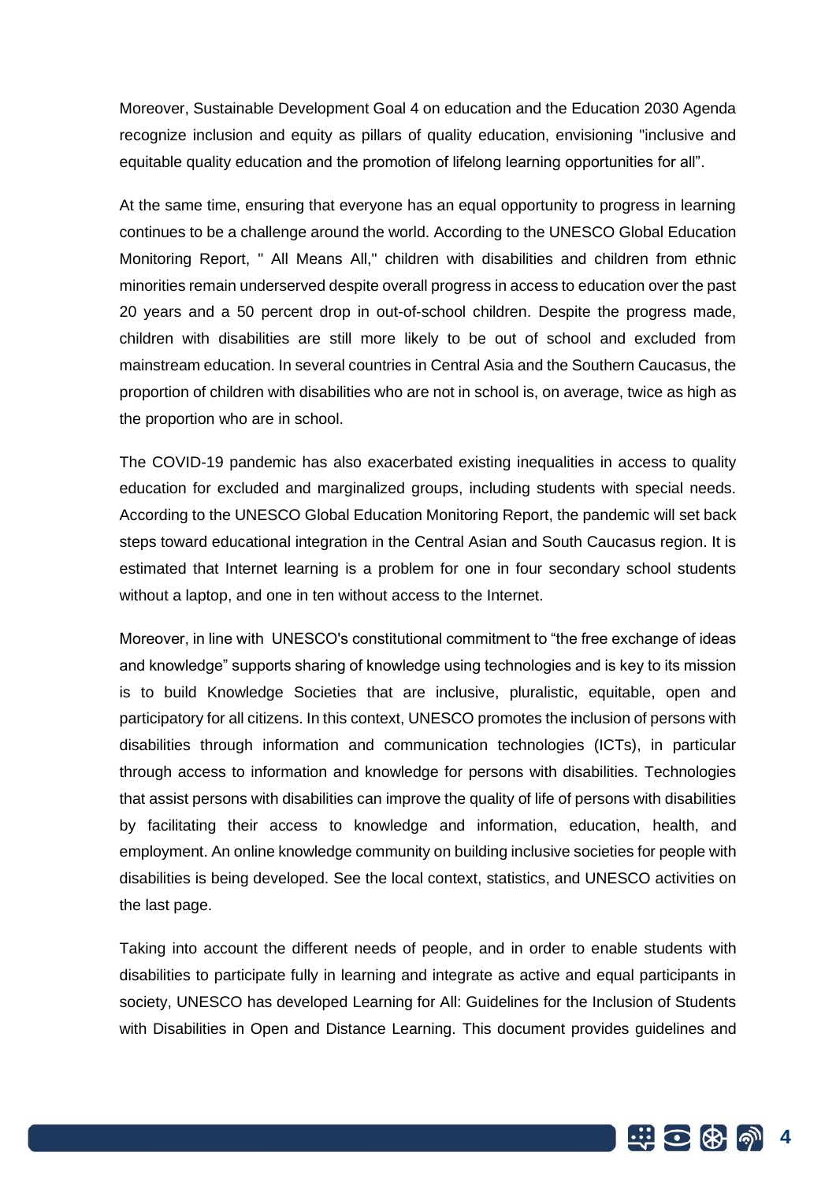Moreover, Sustainable Development Goal 4 on education and the Education 2030 Agenda recognize inclusion and equity as pillars of quality education, envisioning "inclusive and equitable quality education and the promotion of lifelong learning opportunities for all".

At the same time, ensuring that everyone has an equal opportunity to progress in learning continues to be a challenge around the world. According to the UNESCO Global Education Monitoring Report, " All Means All," children with disabilities and children from ethnic minorities remain underserved despite overall progress in access to education over the past 20 years and a 50 percent drop in out-of-school children. Despite the progress made, children with disabilities are still more likely to be out of school and excluded from mainstream education. In several countries in Central Asia and the Southern Caucasus, the proportion of children with disabilities who are not in school is, on average, twice as high as the proportion who are in school.

The COVID-19 pandemic has also exacerbated existing inequalities in access to quality education for excluded and marginalized groups, including students with special needs. According to the UNESCO Global Education Monitoring Report, the pandemic will set back steps toward educational integration in the Central Asian and South Caucasus region. It is estimated that Internet learning is a problem for one in four secondary school students without a laptop, and one in ten without access to the Internet.

Moreover, in line with UNESCO's constitutional commitment to "the free exchange of ideas and knowledge" supports sharing of knowledge using technologies and is key to its mission is to build Knowledge Societies that are inclusive, pluralistic, equitable, open and participatory for all citizens. In this context, UNESCO promotes the inclusion of persons with disabilities through information and communication technologies (ICTs), in particular through access to information and knowledge for persons with disabilities. Technologies that assist persons with disabilities can improve the quality of life of persons with disabilities by facilitating their access to knowledge and information, education, health, and employment. An online knowledge community on building inclusive societies for people with disabilities is being developed. See the local context, statistics, and UNESCO activities on the last page.

Taking into account the different needs of people, and in order to enable students with disabilities to participate fully in learning and integrate as active and equal participants in society, UNESCO has developed Learning for All: Guidelines for the Inclusion of Students with Disabilities in Open and Distance Learning. This document provides guidelines and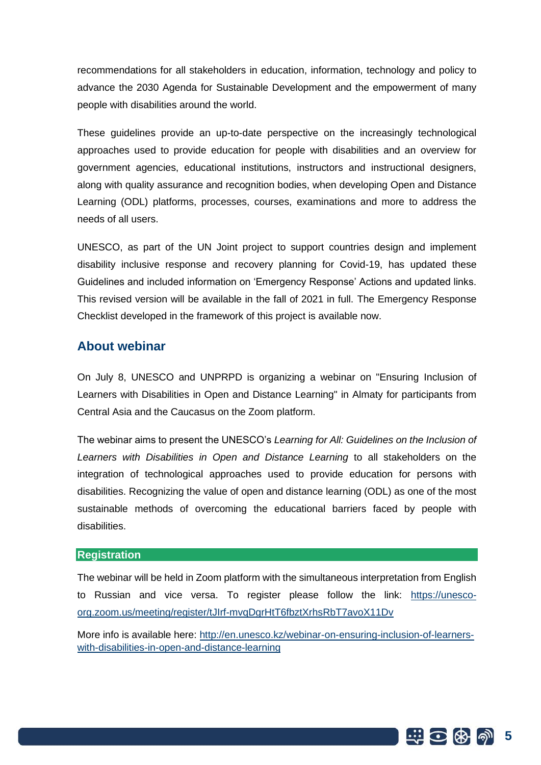recommendations for all stakeholders in education, information, technology and policy to advance the 2030 Agenda for Sustainable Development and the empowerment of many people with disabilities around the world.

These guidelines provide an up-to-date perspective on the increasingly technological approaches used to provide education for people with disabilities and an overview for government agencies, educational institutions, instructors and instructional designers, along with quality assurance and recognition bodies, when developing Open and Distance Learning (ODL) platforms, processes, courses, examinations and more to address the needs of all users.

UNESCO, as part of the UN Joint project to support countries design and implement disability inclusive response and recovery planning for Covid-19, has updated these Guidelines and included information on 'Emergency Response' Actions and updated links. This revised version will be available in the fall of 2021 in full. The Emergency Response Checklist developed in the framework of this project is available now.

## About webinar

On July 8, UNESCO and UNPRPD is organizing a webinar on "Ensuring Inclusion of Learners with Disabilities in Open and Distance Learning" in Almaty for participants from Central Asia and the Caucasus on the Zoom platform.

The webinar aims to present the UNESCO's *Learning for All: Guidelines on the Inclusion of Learners with Disabilities in Open and Distance Learning* to all stakeholders on the integration of technological approaches used to provide education for persons with disabilities. Recognizing the value of open and distance learning (ODL) as one of the most sustainable methods of overcoming the educational barriers faced by people with disabilities.

### Registration

The webinar will be held in Zoom platform with the simultaneous interpretation from English to Russian and vice versa. To register please follow the link: [https://unesco-org.zoom.us/meeting/register/tJIrf-mvqDgrHtT6fbztXrhsRbT7avoX11Dv](https://unesco-org.zoom.us/meeting/register/tJIrf-mvqDgrHtT6fbztXrhsRbT7avoX11Dv)

More info is available here: [http://en.unesco.kz/webinar-on-ensuring-inclusion-of-learners-with-disabilities-in-open-and-distance-learning](http://en.unesco.kz/webinar-on-ensuring-inclusion-of-learners-with-disabilities-in-open-and-distance-learning)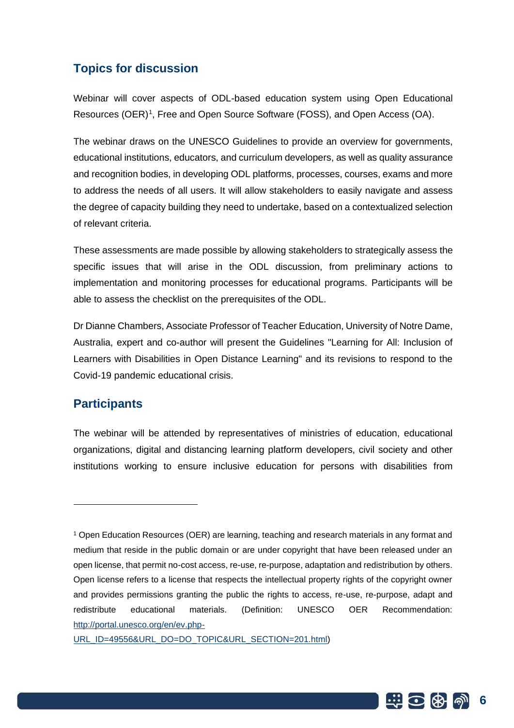## Topics for discussion

Webinar will cover aspects of ODL-based education system using Open Educational Resources (OER)[1], Free and Open Source Software (FOSS), and Open Access (OA).

The webinar draws on the UNESCO Guidelines to provide an overview for governments, educational institutions, educators, and curriculum developers, as well as quality assurance and recognition bodies, in developing ODL platforms, processes, courses, exams and more to address the needs of all users. It will allow stakeholders to easily navigate and assess the degree of capacity building they need to undertake, based on a contextualized selection of relevant criteria.

These assessments are made possible by allowing stakeholders to strategically assess the specific issues that will arise in the ODL discussion, from preliminary actions to implementation and monitoring processes for educational programs. Participants will be able to assess the checklist on the prerequisites of the ODL.

Dr Dianne Chambers, Associate Professor of Teacher Education, University of Notre Dame, Australia, expert and co-author will present the Guidelines "Learning for All: Inclusion of Learners with Disabilities in Open Distance Learning" and its revisions to respond to the Covid-19 pandemic educational crisis.

## Participants

The webinar will be attended by representatives of ministries of education, educational organizations, digital and distancing learning platform developers, civil society and other institutions working to ensure inclusive education for persons with disabilities from

---

[1] Open Education Resources (OER) are learning, teaching and research materials in any format and medium that reside in the public domain or are under copyright that have been released under an open license, that permit no-cost access, re-use, re-purpose, adaptation and redistribution by others. Open license refers to a license that respects the intellectual property rights of the copyright owner and provides permissions granting the public the rights to access, re-use, re-purpose, adapt and redistribute educational materials. (Definition: UNESCO OER Recommendation: http://portal.unesco.org/en/ev.php-URL_ID=49556&URL_DO=DO_TOPIC&URL_SECTION=201.html)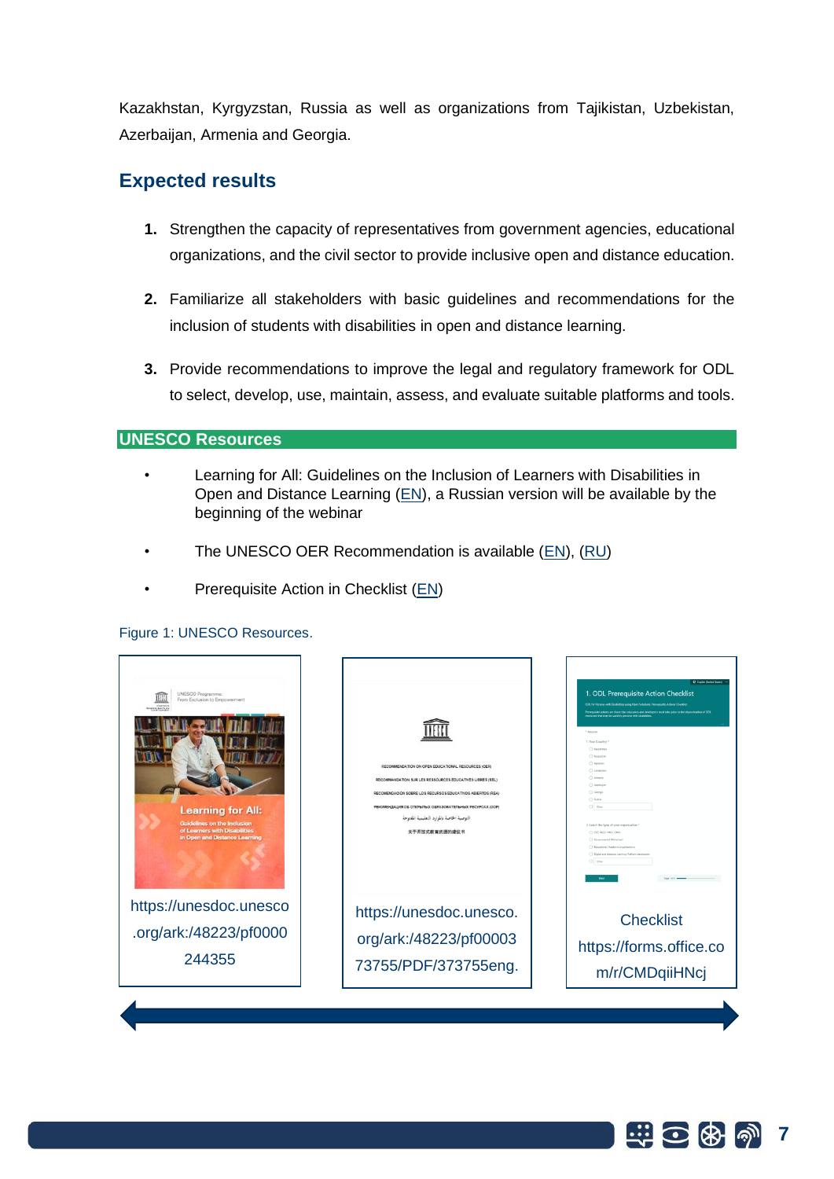Kazakhstan, Kyrgyzstan, Russia as well as organizations from Tajikistan, Uzbekistan, Azerbaijan, Armenia and Georgia.

## Expected results

1. Strengthen the capacity of representatives from government agencies, educational organizations, and the civil sector to provide inclusive open and distance education.
2. Familiarize all stakeholders with basic guidelines and recommendations for the inclusion of students with disabilities in open and distance learning.
3. Provide recommendations to improve the legal and regulatory framework for ODL to select, develop, use, maintain, assess, and evaluate suitable platforms and tools.

## UNESCO Resources

- Learning for All: Guidelines on the Inclusion of Learners with Disabilities in Open and Distance Learning (EN), a Russian version will be available by the beginning of the webinar
- The UNESCO OER Recommendation is available (EN), (RU)
- Prerequisite Action in Checklist (EN)

Figure 1: UNESCO Resources.

https://unesdoc.unesco.org/ark:/48223/pf0000244355

https://unesdoc.unesco.org/ark:/48223/pf0000373755/PDF/373755eng.

Checklist https://forms.office.com/r/CMDqiiHNcj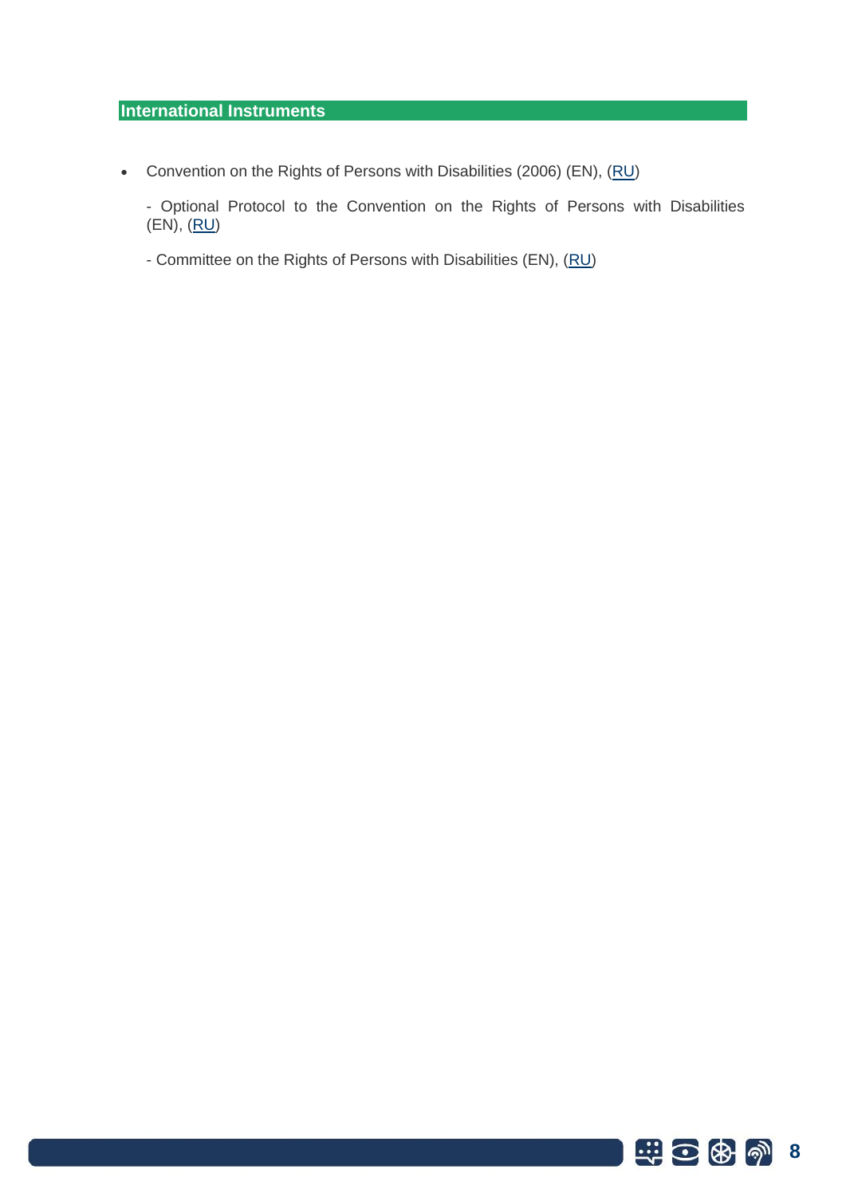## International Instruments

- Convention on the Rights of Persons with Disabilities (2006) (EN), (RU)

  - Optional Protocol to the Convention on the Rights of Persons with Disabilities (EN), (RU)

  - Committee on the Rights of Persons with Disabilities (EN), (RU)